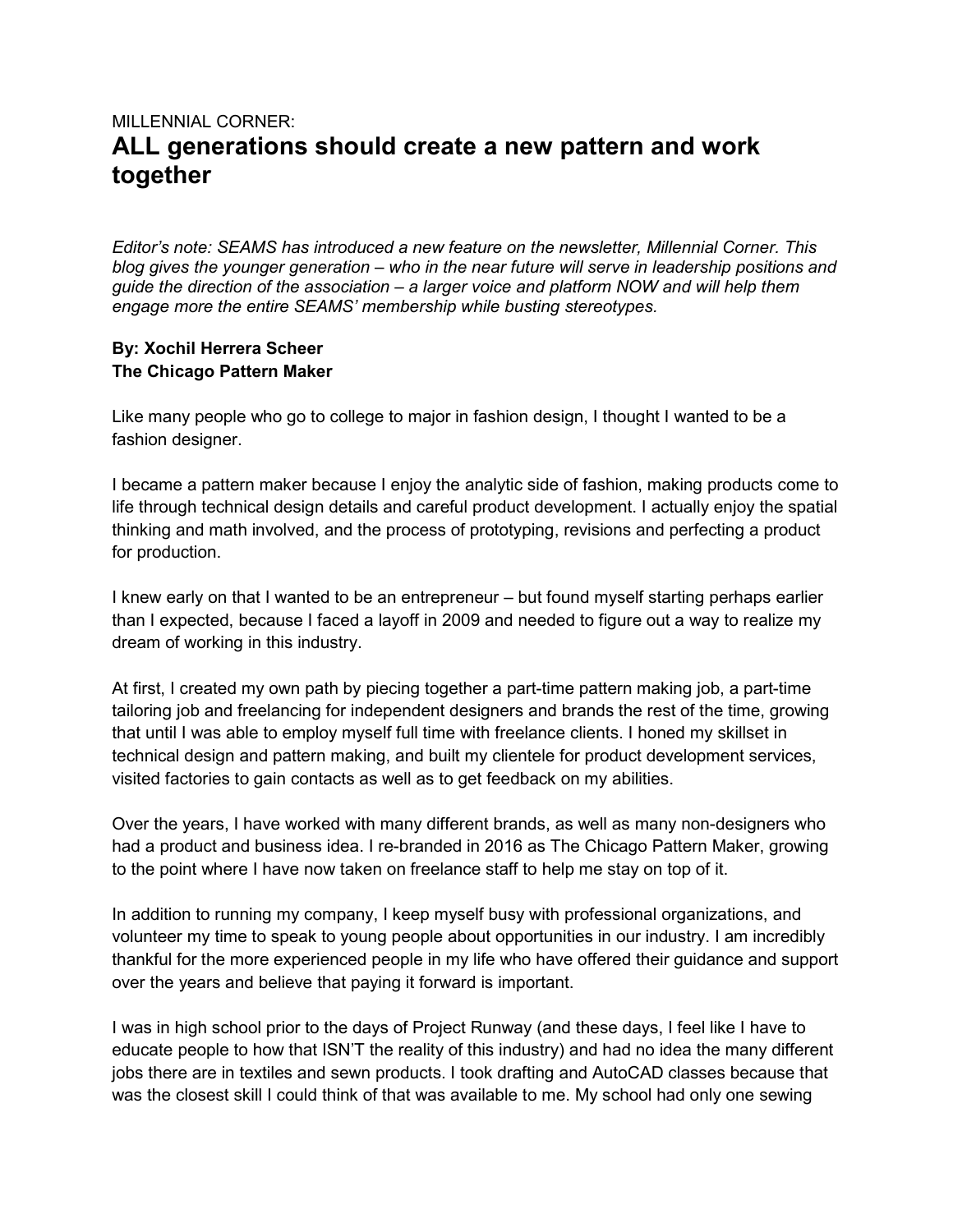MILLENNIAL CORNER:

# ALL generations should create a new pattern and work together

*Editor's note: SEAMS has introduced a new feature on the newsletter, Millennial Corner. This blog gives the younger generation – who in the near future will serve in leadership positions and guide the direction of the association – a larger voice and platform NOW and will help them engage more the entire SEAMS' membership while busting stereotypes.*

**By: Xochil Herrera Scheer**
**The Chicago Pattern Maker**

Like many people who go to college to major in fashion design, I thought I wanted to be a fashion designer.

I became a pattern maker because I enjoy the analytic side of fashion, making products come to life through technical design details and careful product development. I actually enjoy the spatial thinking and math involved, and the process of prototyping, revisions and perfecting a product for production.

I knew early on that I wanted to be an entrepreneur – but found myself starting perhaps earlier than I expected, because I faced a layoff in 2009 and needed to figure out a way to realize my dream of working in this industry.

At first, I created my own path by piecing together a part-time pattern making job, a part-time tailoring job and freelancing for independent designers and brands the rest of the time, growing that until I was able to employ myself full time with freelance clients. I honed my skillset in technical design and pattern making, and built my clientele for product development services, visited factories to gain contacts as well as to get feedback on my abilities.

Over the years, I have worked with many different brands, as well as many non-designers who had a product and business idea. I re-branded in 2016 as The Chicago Pattern Maker, growing to the point where I have now taken on freelance staff to help me stay on top of it.

In addition to running my company, I keep myself busy with professional organizations, and volunteer my time to speak to young people about opportunities in our industry. I am incredibly thankful for the more experienced people in my life who have offered their guidance and support over the years and believe that paying it forward is important.

I was in high school prior to the days of Project Runway (and these days, I feel like I have to educate people to how that ISN'T the reality of this industry) and had no idea the many different jobs there are in textiles and sewn products. I took drafting and AutoCAD classes because that was the closest skill I could think of that was available to me. My school had only one sewing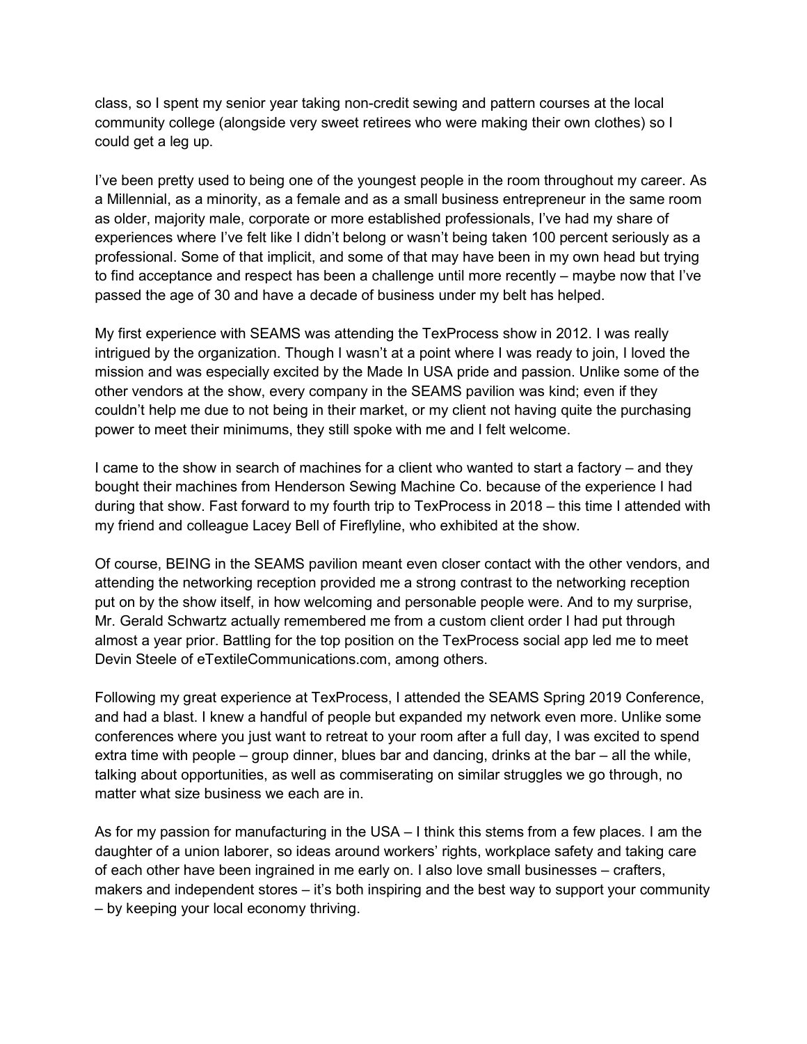class, so I spent my senior year taking non-credit sewing and pattern courses at the local community college (alongside very sweet retirees who were making their own clothes) so I could get a leg up.

I've been pretty used to being one of the youngest people in the room throughout my career. As a Millennial, as a minority, as a female and as a small business entrepreneur in the same room as older, majority male, corporate or more established professionals, I've had my share of experiences where I've felt like I didn't belong or wasn't being taken 100 percent seriously as a professional. Some of that implicit, and some of that may have been in my own head but trying to find acceptance and respect has been a challenge until more recently – maybe now that I've passed the age of 30 and have a decade of business under my belt has helped.

My first experience with SEAMS was attending the TexProcess show in 2012. I was really intrigued by the organization. Though I wasn't at a point where I was ready to join, I loved the mission and was especially excited by the Made In USA pride and passion. Unlike some of the other vendors at the show, every company in the SEAMS pavilion was kind; even if they couldn't help me due to not being in their market, or my client not having quite the purchasing power to meet their minimums, they still spoke with me and I felt welcome.

I came to the show in search of machines for a client who wanted to start a factory – and they bought their machines from Henderson Sewing Machine Co. because of the experience I had during that show. Fast forward to my fourth trip to TexProcess in 2018 – this time I attended with my friend and colleague Lacey Bell of Fireflyline, who exhibited at the show.

Of course, BEING in the SEAMS pavilion meant even closer contact with the other vendors, and attending the networking reception provided me a strong contrast to the networking reception put on by the show itself, in how welcoming and personable people were. And to my surprise, Mr. Gerald Schwartz actually remembered me from a custom client order I had put through almost a year prior. Battling for the top position on the TexProcess social app led me to meet Devin Steele of eTextileCommunications.com, among others.

Following my great experience at TexProcess, I attended the SEAMS Spring 2019 Conference, and had a blast. I knew a handful of people but expanded my network even more. Unlike some conferences where you just want to retreat to your room after a full day, I was excited to spend extra time with people – group dinner, blues bar and dancing, drinks at the bar – all the while, talking about opportunities, as well as commiserating on similar struggles we go through, no matter what size business we each are in.

As for my passion for manufacturing in the USA – I think this stems from a few places. I am the daughter of a union laborer, so ideas around workers' rights, workplace safety and taking care of each other have been ingrained in me early on. I also love small businesses – crafters, makers and independent stores – it's both inspiring and the best way to support your community – by keeping your local economy thriving.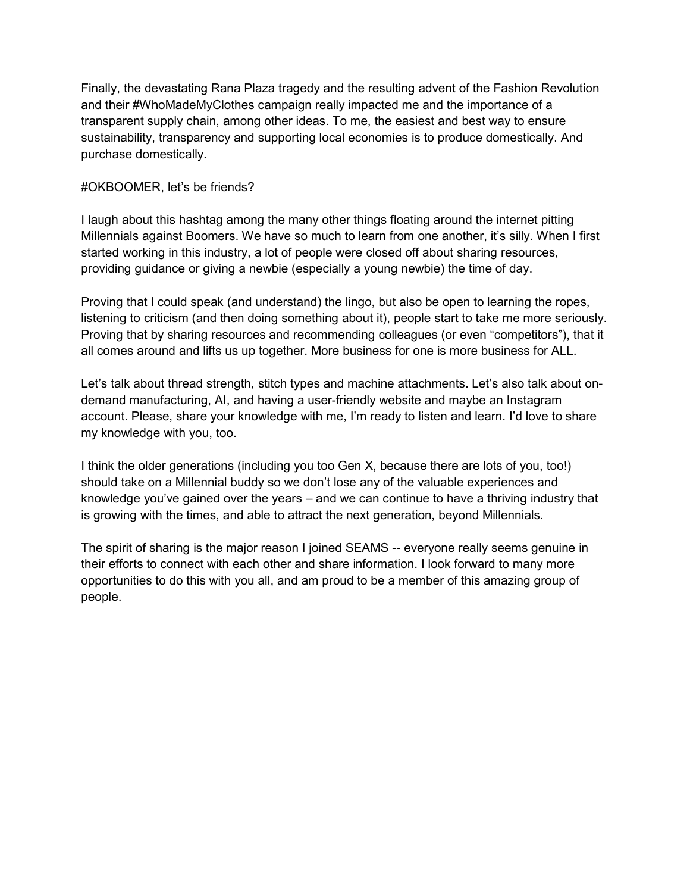Finally, the devastating Rana Plaza tragedy and the resulting advent of the Fashion Revolution and their #WhoMadeMyClothes campaign really impacted me and the importance of a transparent supply chain, among other ideas. To me, the easiest and best way to ensure sustainability, transparency and supporting local economies is to produce domestically. And purchase domestically.

#OKBOOMER, let's be friends?

I laugh about this hashtag among the many other things floating around the internet pitting Millennials against Boomers. We have so much to learn from one another, it's silly. When I first started working in this industry, a lot of people were closed off about sharing resources, providing guidance or giving a newbie (especially a young newbie) the time of day.

Proving that I could speak (and understand) the lingo, but also be open to learning the ropes, listening to criticism (and then doing something about it), people start to take me more seriously. Proving that by sharing resources and recommending colleagues (or even "competitors"), that it all comes around and lifts us up together. More business for one is more business for ALL.

Let's talk about thread strength, stitch types and machine attachments. Let's also talk about on-demand manufacturing, AI, and having a user-friendly website and maybe an Instagram account. Please, share your knowledge with me, I'm ready to listen and learn. I'd love to share my knowledge with you, too.

I think the older generations (including you too Gen X, because there are lots of you, too!) should take on a Millennial buddy so we don't lose any of the valuable experiences and knowledge you've gained over the years – and we can continue to have a thriving industry that is growing with the times, and able to attract the next generation, beyond Millennials.

The spirit of sharing is the major reason I joined SEAMS -- everyone really seems genuine in their efforts to connect with each other and share information. I look forward to many more opportunities to do this with you all, and am proud to be a member of this amazing group of people.